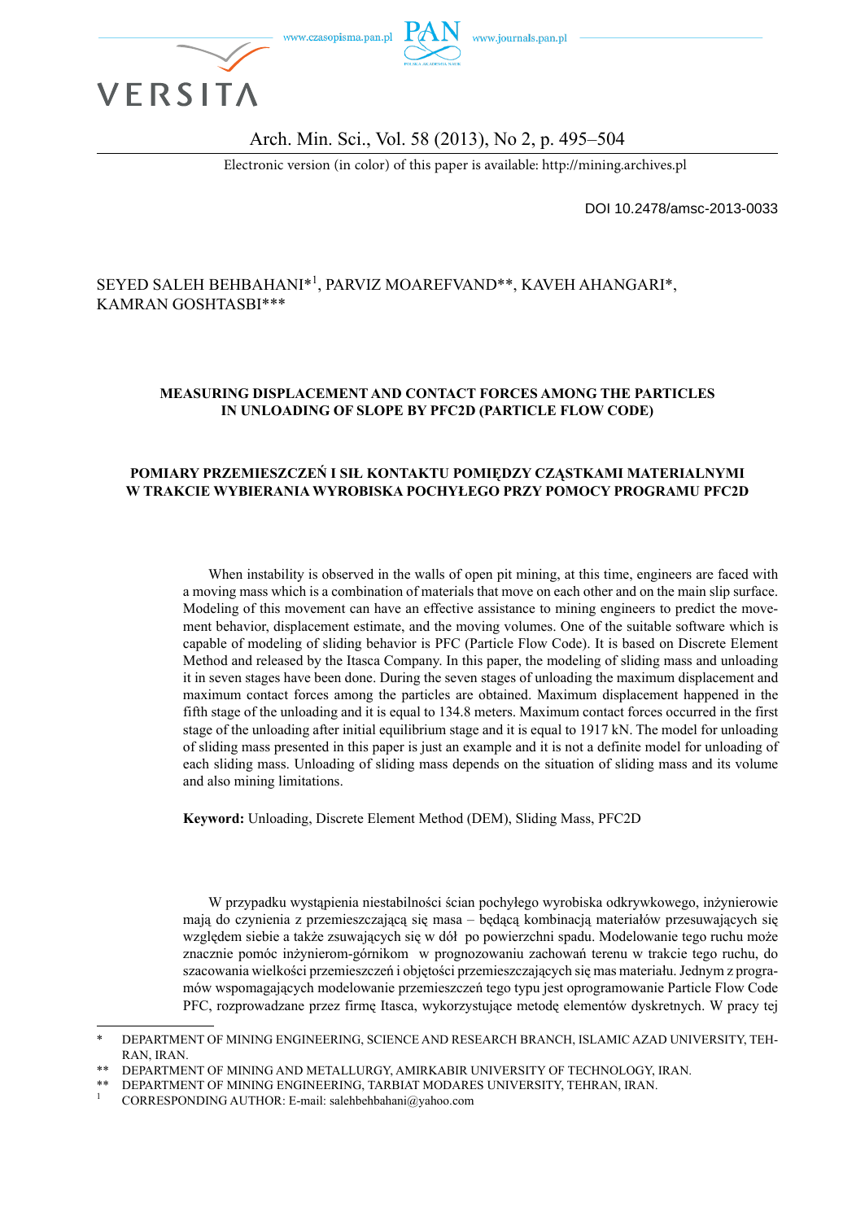DOI 10.2478/amsc-2013-0033

SEYED SALEH BEHBAHANI*[1], PARVIZ MOAREFVAND**, KAVEH AHANGARI*, KAMRAN GOSHTASBI***

# MEASURING DISPLACEMENT AND CONTACT FORCES AMONG THE PARTICLES IN UNLOADING OF SLOPE BY PFC2D (PARTICLE FLOW CODE)

# POMIARY PRZEMIESZCZEŃ I SIŁ KONTAKTU POMIĘDZY CZĄSTKAMI MATERIALNYMI W TRAKCIE WYBIERANIA WYROBISKA POCHYŁEGO PRZY POMOCY PROGRAMU PFC2D

When instability is observed in the walls of open pit mining, at this time, engineers are faced with a moving mass which is a combination of materials that move on each other and on the main slip surface. Modeling of this movement can have an effective assistance to mining engineers to predict the movement behavior, displacement estimate, and the moving volumes. One of the suitable software which is capable of modeling of sliding behavior is PFC (Particle Flow Code). It is based on Discrete Element Method and released by the Itasca Company. In this paper, the modeling of sliding mass and unloading it in seven stages have been done. During the seven stages of unloading the maximum displacement and maximum contact forces among the particles are obtained. Maximum displacement happened in the fifth stage of the unloading and it is equal to 134.8 meters. Maximum contact forces occurred in the first stage of the unloading after initial equilibrium stage and it is equal to 1917 kN. The model for unloading of sliding mass presented in this paper is just an example and it is not a definite model for unloading of each sliding mass. Unloading of sliding mass depends on the situation of sliding mass and its volume and also mining limitations.

**Keyword:** Unloading, Discrete Element Method (DEM), Sliding Mass, PFC2D

W przypadku wystąpienia niestabilności ścian pochyłego wyrobiska odkrywkowego, inżynierowie mają do czynienia z przemieszczającą się masa – będącą kombinacją materiałów przesuwających się względem siebie a także zsuwających się w dół po powierzchni spadu. Modelowanie tego ruchu może znacznie pomóc inżynierom-górnikom w prognozowaniu zachowań terenu w trakcie tego ruchu, do szacowania wielkości przemieszczeń i objętości przemieszczających się mas materiału. Jednym z programów wspomagających modelowanie przemieszczeń tego typu jest oprogramowanie Particle Flow Code PFC, rozprowadzane przez firmę Itasca, wykorzystujące metodę elementów dyskretnych. W pracy tej

---

\* DEPARTMENT OF MINING ENGINEERING, SCIENCE AND RESEARCH BRANCH, ISLAMIC AZAD UNIVERSITY, TEHRAN, IRAN.

\*\* DEPARTMENT OF MINING AND METALLURGY, AMIRKABIR UNIVERSITY OF TECHNOLOGY, IRAN.

\*\* DEPARTMENT OF MINING ENGINEERING, TARBIAT MODARES UNIVERSITY, TEHRAN, IRAN.

[1] CORRESPONDING AUTHOR: E-mail: salehbehbahani@yahoo.com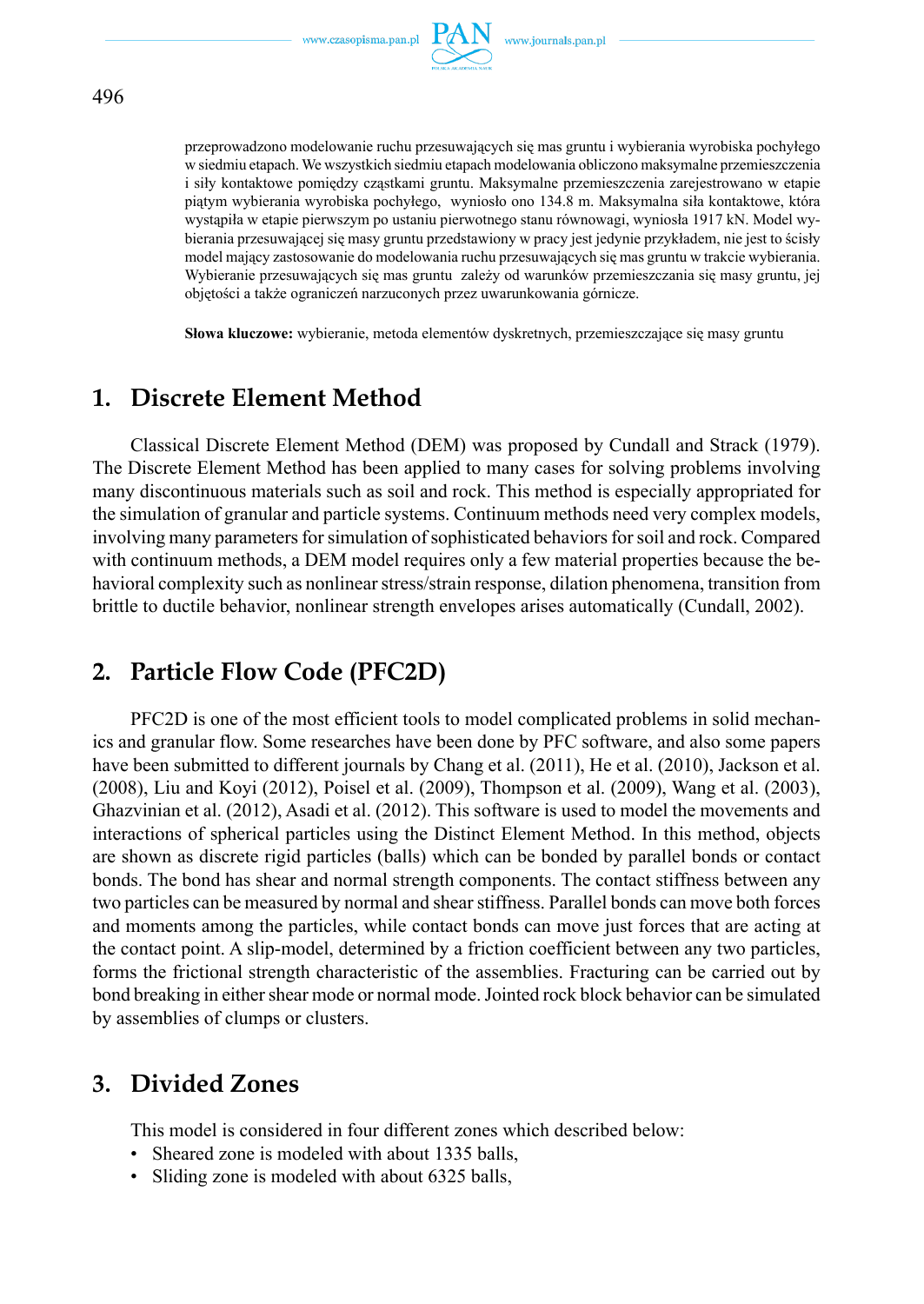przeprowadzono modelowanie ruchu przesuwających się mas gruntu i wybierania wyrobiska pochyłego w siedmiu etapach. We wszystkich siedmiu etapach modelowania obliczono maksymalne przemieszczenia i siły kontaktowe pomiędzy cząstkami gruntu. Maksymalne przemieszczenia zarejestrowano w etapie piątym wybierania wyrobiska pochyłego, wyniosło ono 134.8 m. Maksymalna siła kontaktowe, która wystąpiła w etapie pierwszym po ustaniu pierwotnego stanu równowagi, wyniosła 1917 kN. Model wybierania przesuwającej się masy gruntu przedstawiony w pracy jest jedynie przykładem, nie jest to ścisły model mający zastosowanie do modelowania ruchu przesuwających się mas gruntu w trakcie wybierania. Wybieranie przesuwających się mas gruntu zależy od warunków przemieszczania się masy gruntu, jej objętości a także ograniczeń narzuconych przez uwarunkowania górnicze.

**Słowa kluczowe:** wybieranie, metoda elementów dyskretnych, przemieszczające się masy gruntu

## 1. Discrete Element Method

Classical Discrete Element Method (DEM) was proposed by Cundall and Strack (1979). The Discrete Element Method has been applied to many cases for solving problems involving many discontinuous materials such as soil and rock. This method is especially appropriated for the simulation of granular and particle systems. Continuum methods need very complex models, involving many parameters for simulation of sophisticated behaviors for soil and rock. Compared with continuum methods, a DEM model requires only a few material properties because the behavioral complexity such as nonlinear stress/strain response, dilation phenomena, transition from brittle to ductile behavior, nonlinear strength envelopes arises automatically (Cundall, 2002).

## 2. Particle Flow Code (PFC2D)

PFC2D is one of the most efficient tools to model complicated problems in solid mechanics and granular flow. Some researches have been done by PFC software, and also some papers have been submitted to different journals by Chang et al. (2011), He et al. (2010), Jackson et al. (2008), Liu and Koyi (2012), Poisel et al. (2009), Thompson et al. (2009), Wang et al. (2003), Ghazvinian et al. (2012), Asadi et al. (2012). This software is used to model the movements and interactions of spherical particles using the Distinct Element Method. In this method, objects are shown as discrete rigid particles (balls) which can be bonded by parallel bonds or contact bonds. The bond has shear and normal strength components. The contact stiffness between any two particles can be measured by normal and shear stiffness. Parallel bonds can move both forces and moments among the particles, while contact bonds can move just forces that are acting at the contact point. A slip-model, determined by a friction coefficient between any two particles, forms the frictional strength characteristic of the assemblies. Fracturing can be carried out by bond breaking in either shear mode or normal mode. Jointed rock block behavior can be simulated by assemblies of clumps or clusters.

## 3. Divided Zones

This model is considered in four different zones which described below:

- Sheared zone is modeled with about 1335 balls,
- Sliding zone is modeled with about 6325 balls,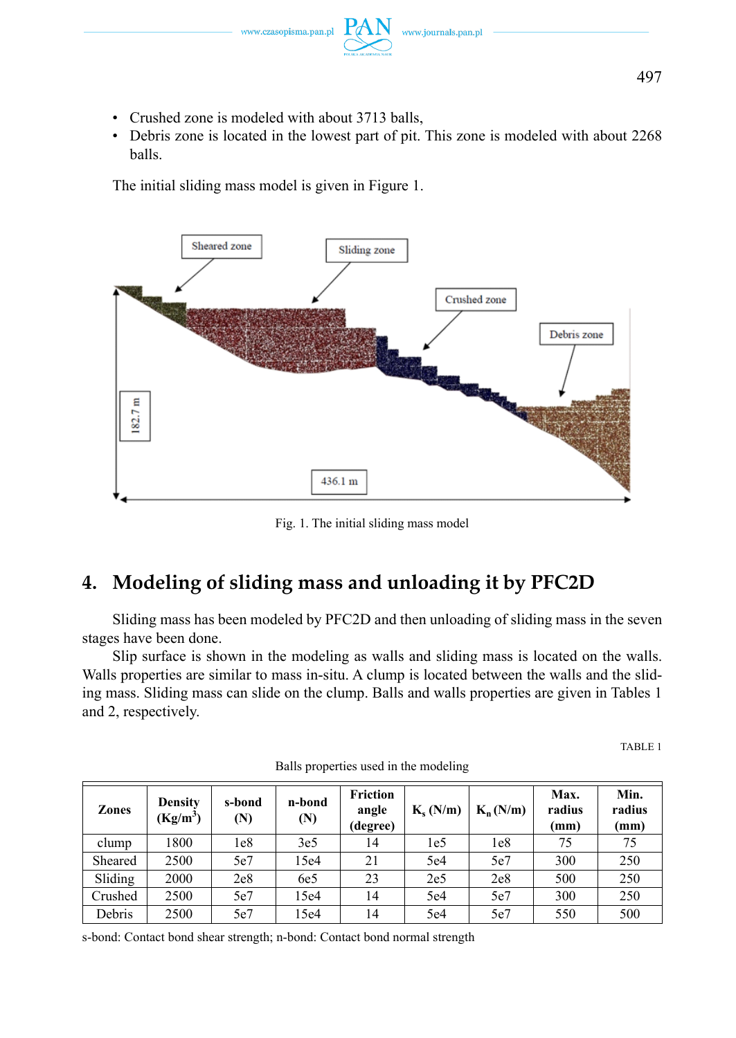- Crushed zone is modeled with about 3713 balls,
- Debris zone is located in the lowest part of pit. This zone is modeled with about 2268 balls.

The initial sliding mass model is given in Figure 1.

Fig. 1. The initial sliding mass model

## 4. Modeling of sliding mass and unloading it by PFC2D

Sliding mass has been modeled by PFC2D and then unloading of sliding mass in the seven stages have been done.

Slip surface is shown in the modeling as walls and sliding mass is located on the walls. Walls properties are similar to mass in-situ. A clump is located between the walls and the sliding mass. Sliding mass can slide on the clump. Balls and walls properties are given in Tables 1 and 2, respectively.

TABLE 1

Balls properties used in the modeling

| Zones | Density (Kg/m$^3$) | s-bond (N) | n-bond (N) | Friction angle (degree) | $K_s$ (N/m) | $K_n$ (N/m) | Max. radius (mm) | Min. radius (mm) |
|---|---|---|---|---|---|---|---|---|
| clump | 1800 | 1e8 | 3e5 | 14 | 1e5 | 1e8 | 75 | 75 |
| Sheared | 2500 | 5e7 | 15e4 | 21 | 5e4 | 5e7 | 300 | 250 |
| Sliding | 2000 | 2e8 | 6e5 | 23 | 2e5 | 2e8 | 500 | 250 |
| Crushed | 2500 | 5e7 | 15e4 | 14 | 5e4 | 5e7 | 300 | 250 |
| Debris | 2500 | 5e7 | 15e4 | 14 | 5e4 | 5e7 | 550 | 500 |

s-bond: Contact bond shear strength; n-bond: Contact bond normal strength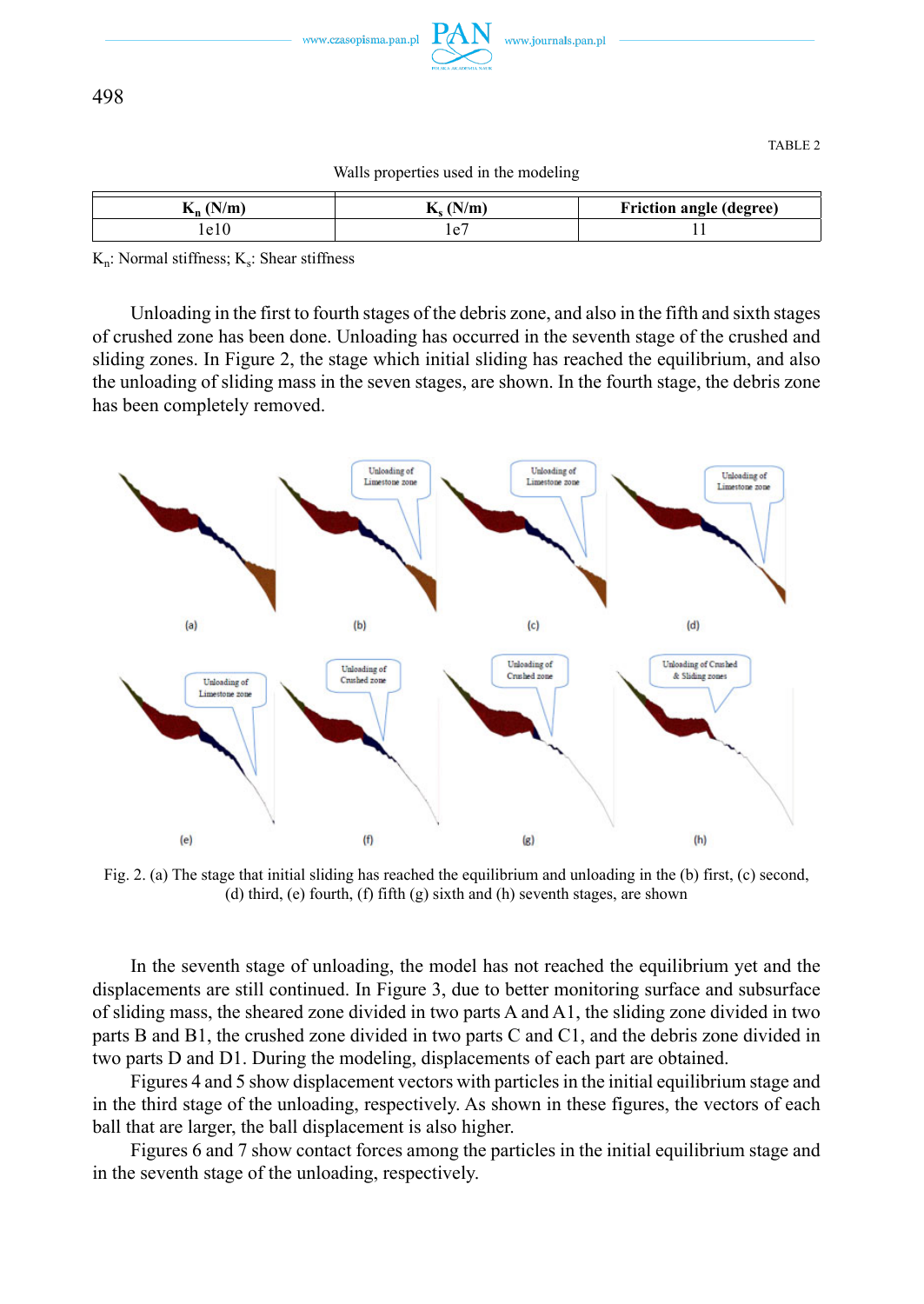TABLE 2

Walls properties used in the modeling

| $K_n$ (N/m) | $K_s$ (N/m) | Friction angle (degree) |
|---|---|---|
| 1e10 | 1e7 | 11 |

$K_n$: Normal stiffness; $K_s$: Shear stiffness

Unloading in the first to fourth stages of the debris zone, and also in the fifth and sixth stages of crushed zone has been done. Unloading has occurred in the seventh stage of the crushed and sliding zones. In Figure 2, the stage which initial sliding has reached the equilibrium, and also the unloading of sliding mass in the seven stages, are shown. In the fourth stage, the debris zone has been completely removed.

Fig. 2. (a) The stage that initial sliding has reached the equilibrium and unloading in the (b) first, (c) second, (d) third, (e) fourth, (f) fifth (g) sixth and (h) seventh stages, are shown

In the seventh stage of unloading, the model has not reached the equilibrium yet and the displacements are still continued. In Figure 3, due to better monitoring surface and subsurface of sliding mass, the sheared zone divided in two parts A and A1, the sliding zone divided in two parts B and B1, the crushed zone divided in two parts C and C1, and the debris zone divided in two parts D and D1. During the modeling, displacements of each part are obtained.

Figures 4 and 5 show displacement vectors with particles in the initial equilibrium stage and in the third stage of the unloading, respectively. As shown in these figures, the vectors of each ball that are larger, the ball displacement is also higher.

Figures 6 and 7 show contact forces among the particles in the initial equilibrium stage and in the seventh stage of the unloading, respectively.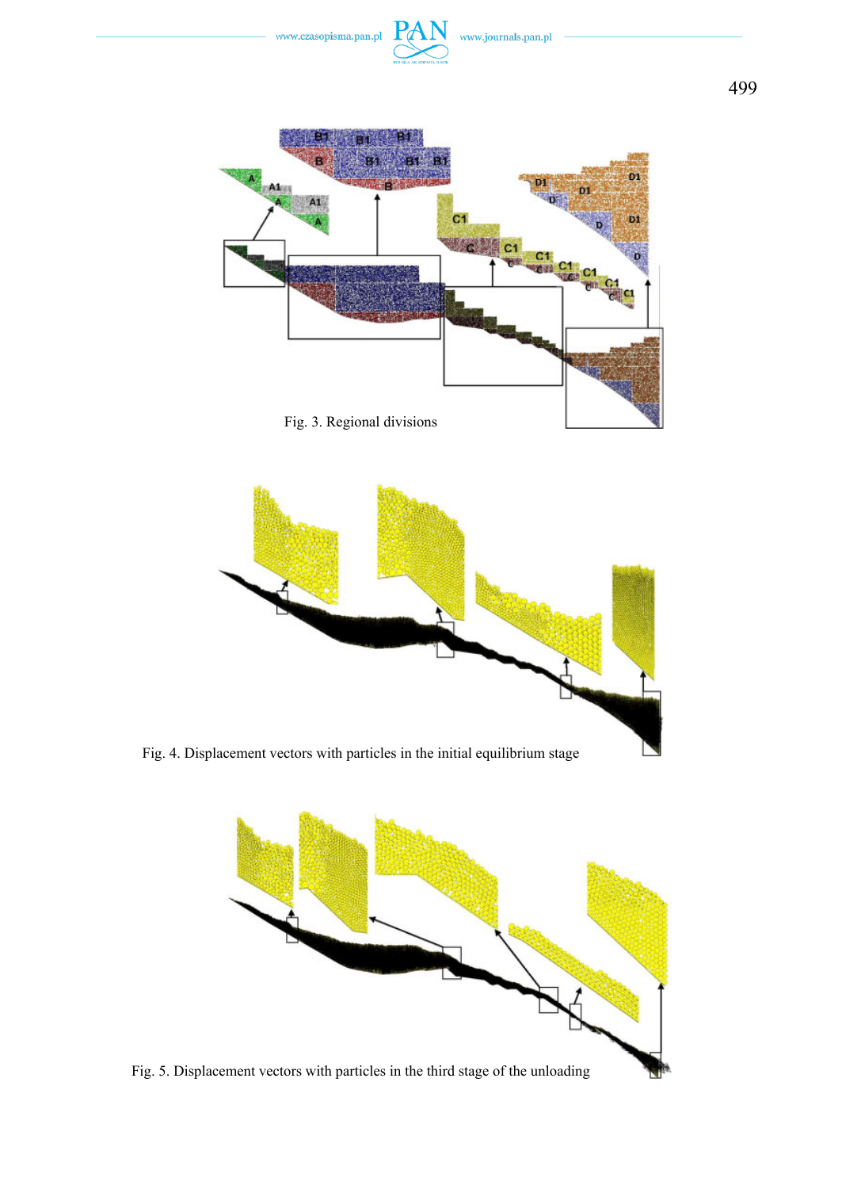Fig. 3. Regional divisions

Fig. 4. Displacement vectors with particles in the initial equilibrium stage

Fig. 5. Displacement vectors with particles in the third stage of the unloading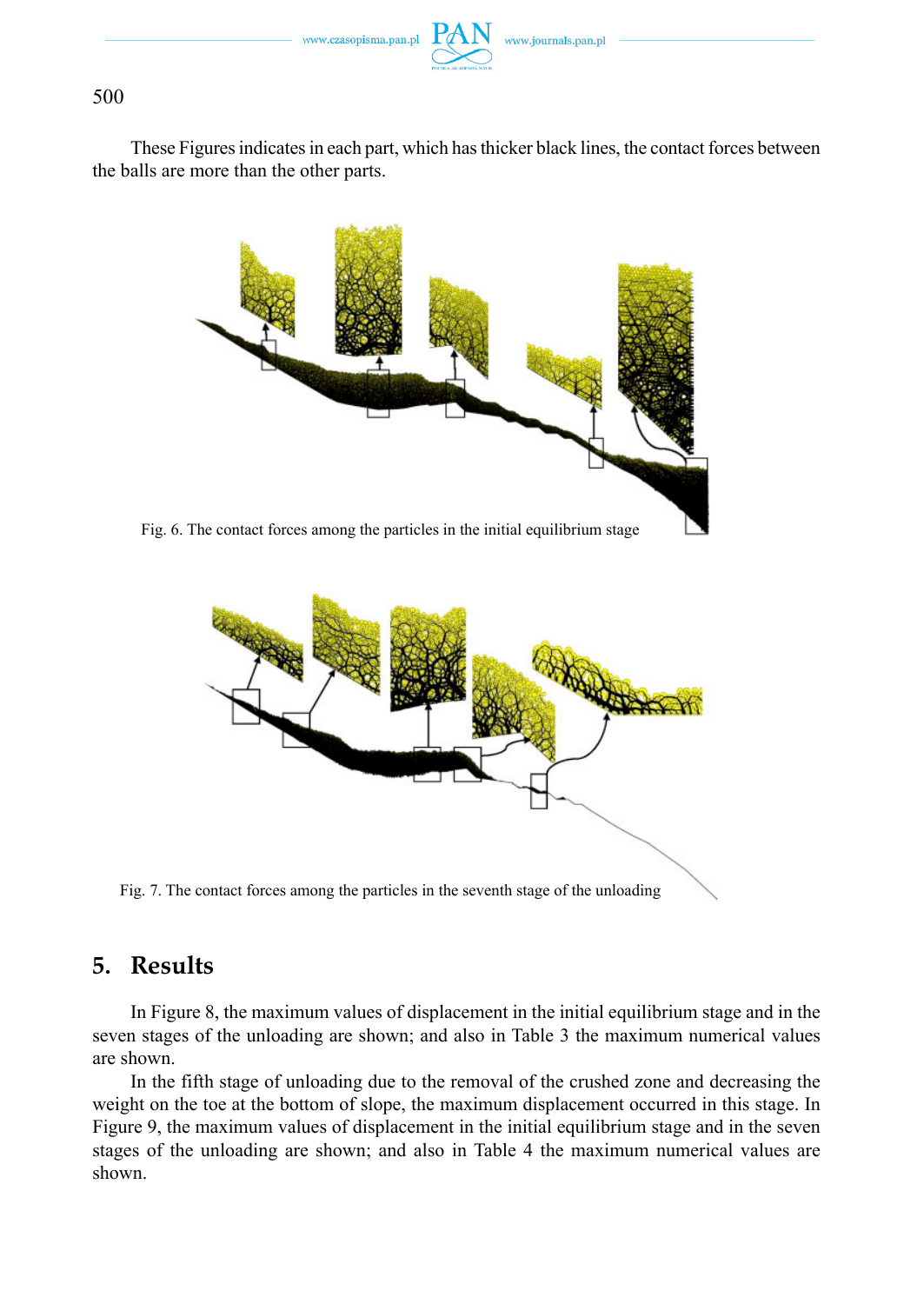These Figures indicates in each part, which has thicker black lines, the contact forces between the balls are more than the other parts.

Fig. 6. The contact forces among the particles in the initial equilibrium stage

Fig. 7. The contact forces among the particles in the seventh stage of the unloading

## 5. Results

In Figure 8, the maximum values of displacement in the initial equilibrium stage and in the seven stages of the unloading are shown; and also in Table 3 the maximum numerical values are shown.

In the fifth stage of unloading due to the removal of the crushed zone and decreasing the weight on the toe at the bottom of slope, the maximum displacement occurred in this stage. In Figure 9, the maximum values of displacement in the initial equilibrium stage and in the seven stages of the unloading are shown; and also in Table 4 the maximum numerical values are shown.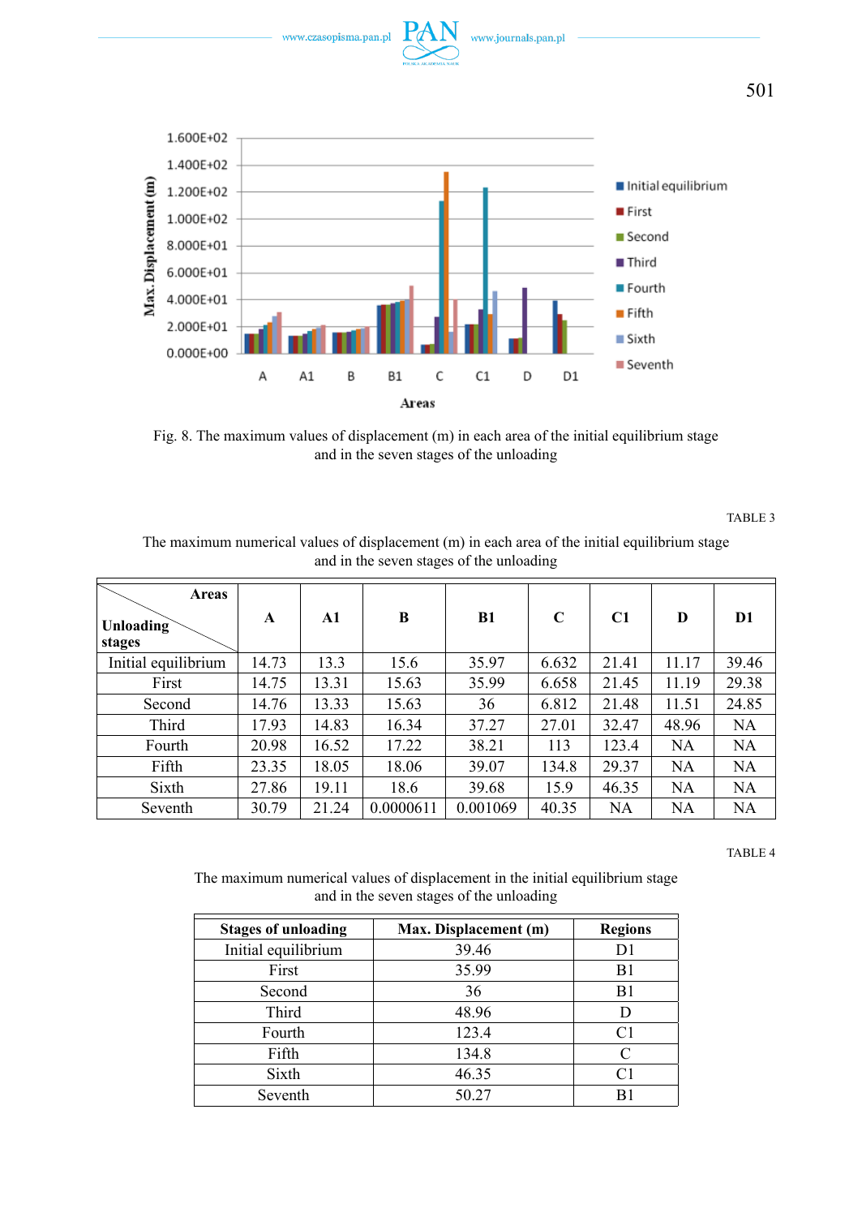Fig. 8. The maximum values of displacement (m) in each area of the initial equilibrium stage and in the seven stages of the unloading

TABLE 3

The maximum numerical values of displacement (m) in each area of the initial equilibrium stage and in the seven stages of the unloading

| Unloading stages \ Areas | A | A1 | B | B1 | C | C1 | D | D1 |
|---|---|---|---|---|---|---|---|---|
| Initial equilibrium | 14.73 | 13.3 | 15.6 | 35.97 | 6.632 | 21.41 | 11.17 | 39.46 |
| First | 14.75 | 13.31 | 15.63 | 35.99 | 6.658 | 21.45 | 11.19 | 29.38 |
| Second | 14.76 | 13.33 | 15.63 | 36 | 6.812 | 21.48 | 11.51 | 24.85 |
| Third | 17.93 | 14.83 | 16.34 | 37.27 | 27.01 | 32.47 | 48.96 | NA |
| Fourth | 20.98 | 16.52 | 17.22 | 38.21 | 113 | 123.4 | NA | NA |
| Fifth | 23.35 | 18.05 | 18.06 | 39.07 | 134.8 | 29.37 | NA | NA |
| Sixth | 27.86 | 19.11 | 18.6 | 39.68 | 15.9 | 46.35 | NA | NA |
| Seventh | 30.79 | 21.24 | 0.0000611 | 0.001069 | 40.35 | NA | NA | NA |

TABLE 4

The maximum numerical values of displacement in the initial equilibrium stage and in the seven stages of the unloading

| Stages of unloading | Max. Displacement (m) | Regions |
|---|---|---|
| Initial equilibrium | 39.46 | D1 |
| First | 35.99 | B1 |
| Second | 36 | B1 |
| Third | 48.96 | D |
| Fourth | 123.4 | C1 |
| Fifth | 134.8 | C |
| Sixth | 46.35 | C1 |
| Seventh | 50.27 | B1 |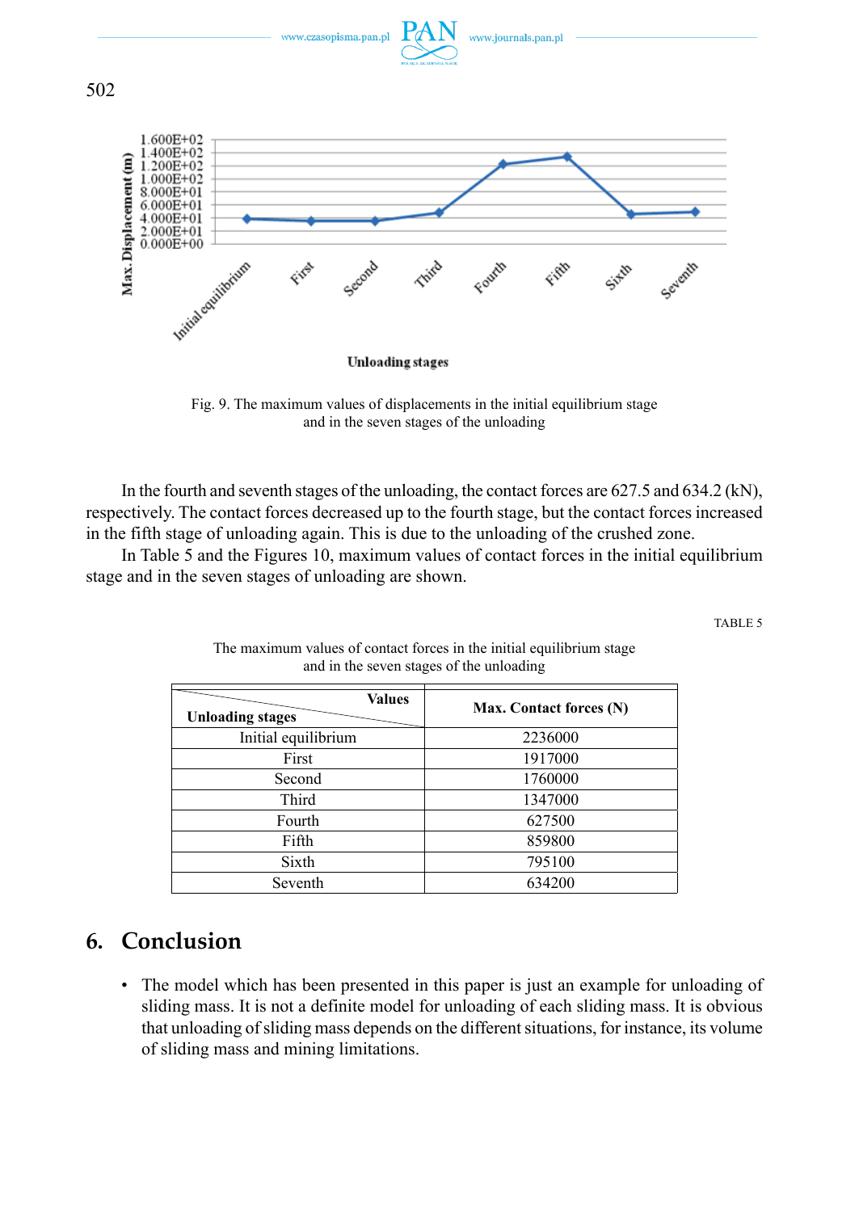Fig. 9. The maximum values of displacements in the initial equilibrium stage and in the seven stages of the unloading

In the fourth and seventh stages of the unloading, the contact forces are 627.5 and 634.2 (kN), respectively. The contact forces decreased up to the fourth stage, but the contact forces increased in the fifth stage of unloading again. This is due to the unloading of the crushed zone.

In Table 5 and the Figures 10, maximum values of contact forces in the initial equilibrium stage and in the seven stages of unloading are shown.

TABLE 5

The maximum values of contact forces in the initial equilibrium stage and in the seven stages of the unloading

| Unloading stages \ Values | Max. Contact forces (N) |
|---|---|
| Initial equilibrium | 2236000 |
| First | 1917000 |
| Second | 1760000 |
| Third | 1347000 |
| Fourth | 627500 |
| Fifth | 859800 |
| Sixth | 795100 |
| Seventh | 634200 |

## 6. Conclusion

- The model which has been presented in this paper is just an example for unloading of sliding mass. It is not a definite model for unloading of each sliding mass. It is obvious that unloading of sliding mass depends on the different situations, for instance, its volume of sliding mass and mining limitations.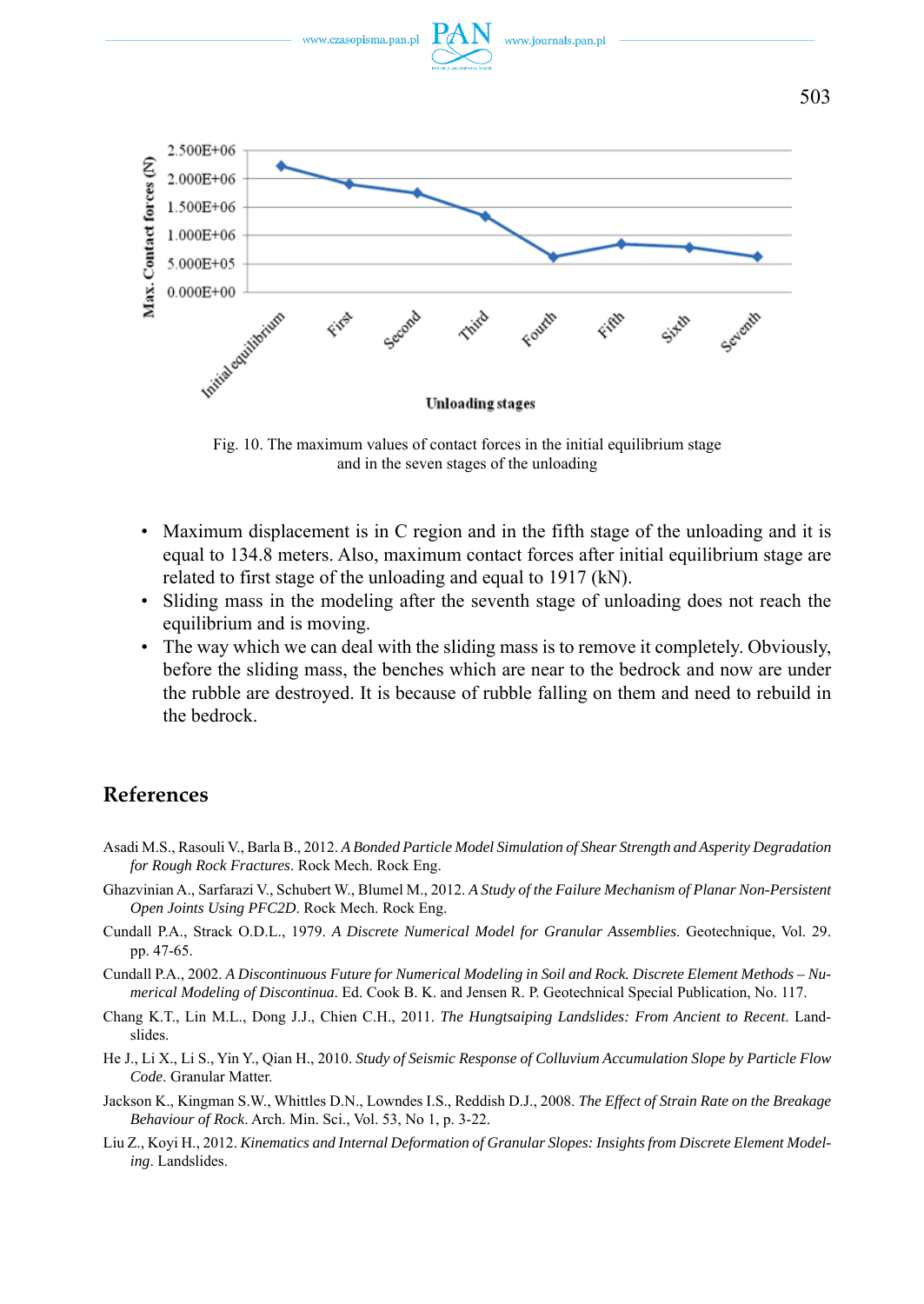Fig. 10. The maximum values of contact forces in the initial equilibrium stage and in the seven stages of the unloading

- Maximum displacement is in C region and in the fifth stage of the unloading and it is equal to 134.8 meters. Also, maximum contact forces after initial equilibrium stage are related to first stage of the unloading and equal to 1917 (kN).
- Sliding mass in the modeling after the seventh stage of unloading does not reach the equilibrium and is moving.
- The way which we can deal with the sliding mass is to remove it completely. Obviously, before the sliding mass, the benches which are near to the bedrock and now are under the rubble are destroyed. It is because of rubble falling on them and need to rebuild in the bedrock.

## References

Asadi M.S., Rasouli V., Barla B., 2012. *A Bonded Particle Model Simulation of Shear Strength and Asperity Degradation for Rough Rock Fractures*. Rock Mech. Rock Eng.

Ghazvinian A., Sarfarazi V., Schubert W., Blumel M., 2012. *A Study of the Failure Mechanism of Planar Non-Persistent Open Joints Using PFC2D*. Rock Mech. Rock Eng.

Cundall P.A., Strack O.D.L., 1979. *A Discrete Numerical Model for Granular Assemblies*. Geotechnique, Vol. 29. pp. 47-65.

Cundall P.A., 2002. *A Discontinuous Future for Numerical Modeling in Soil and Rock. Discrete Element Methods – Numerical Modeling of Discontinua*. Ed. Cook B. K. and Jensen R. P. Geotechnical Special Publication, No. 117.

Chang K.T., Lin M.L., Dong J.J., Chien C.H., 2011. *The Hungtsaiping Landslides: From Ancient to Recent*. Landslides.

He J., Li X., Li S., Yin Y., Qian H., 2010. *Study of Seismic Response of Colluvium Accumulation Slope by Particle Flow Code*. Granular Matter.

Jackson K., Kingman S.W., Whittles D.N., Lowndes I.S., Reddish D.J., 2008. *The Effect of Strain Rate on the Breakage Behaviour of Rock*. Arch. Min. Sci., Vol. 53, No 1, p. 3-22.

Liu Z., Koyi H., 2012. *Kinematics and Internal Deformation of Granular Slopes: Insights from Discrete Element Modeling*. Landslides.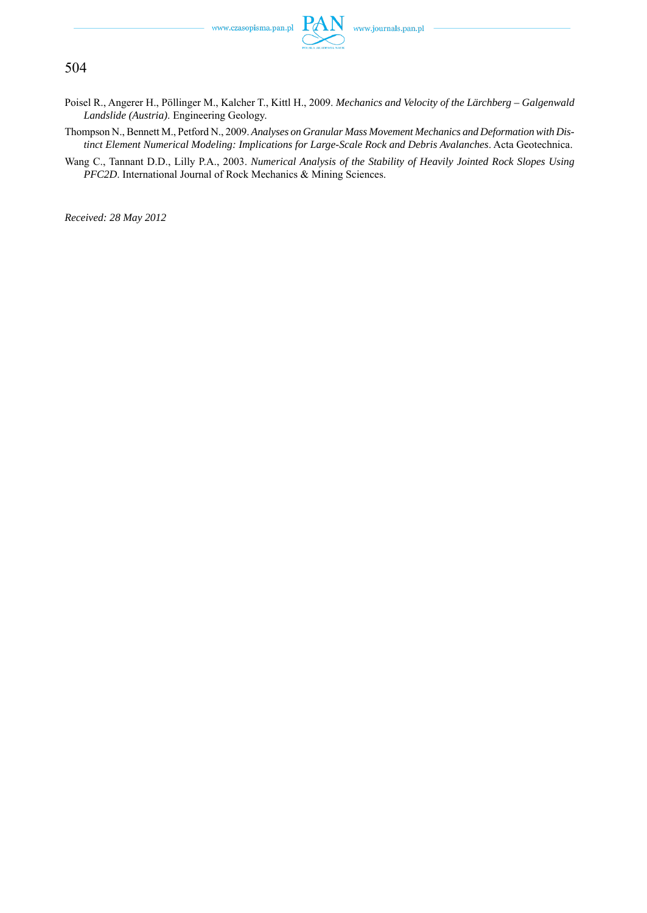Poisel R., Angerer H., Pöllinger M., Kalcher T., Kittl H., 2009. *Mechanics and Velocity of the Lärchberg – Galgenwald Landslide (Austria)*. Engineering Geology.

Thompson N., Bennett M., Petford N., 2009. *Analyses on Granular Mass Movement Mechanics and Deformation with Distinct Element Numerical Modeling: Implications for Large-Scale Rock and Debris Avalanches*. Acta Geotechnica.

Wang C., Tannant D.D., Lilly P.A., 2003. *Numerical Analysis of the Stability of Heavily Jointed Rock Slopes Using PFC2D*. International Journal of Rock Mechanics & Mining Sciences.

*Received: 28 May 2012*